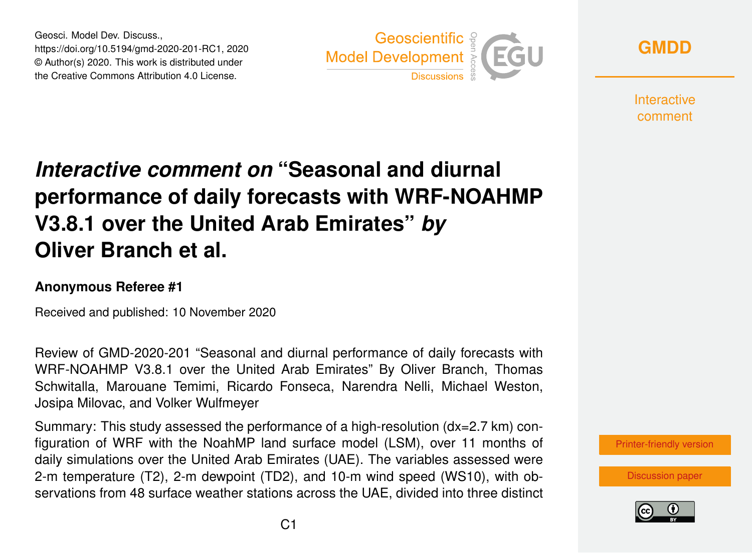# *Interactive comment on* "Seasonal and diurnal performance of daily forecasts with WRF-NOAHMP V3.8.1 over the United Arab Emirates" *by* Oliver Branch et al.

### Anonymous Referee #1

Received and published: 10 November 2020

Review of GMD-2020-201 "Seasonal and diurnal performance of daily forecasts with WRF-NOAHMP V3.8.1 over the United Arab Emirates" By Oliver Branch, Thomas Schwitalla, Marouane Temimi, Ricardo Fonseca, Narendra Nelli, Michael Weston, Josipa Milovac, and Volker Wulfmeyer

Summary: This study assessed the performance of a high-resolution (dx=2.7 km) configuration of WRF with the NoahMP land surface model (LSM), over 11 months of daily simulations over the United Arab Emirates (UAE). The variables assessed were 2-m temperature (T2), 2-m dewpoint (TD2), and 10-m wind speed (WS10), with observations from 48 surface weather stations across the UAE, divided into three distinct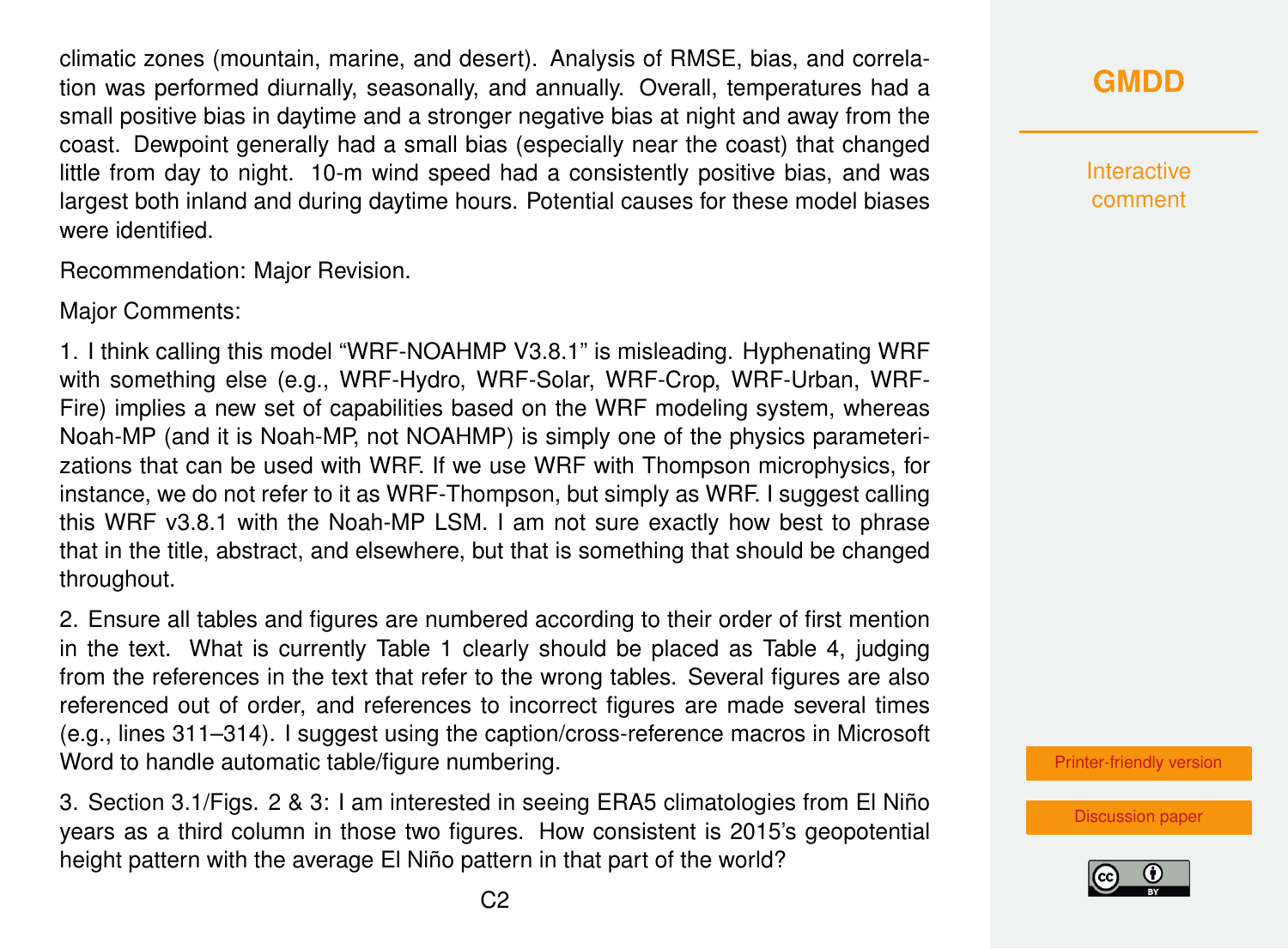climatic zones (mountain, marine, and desert). Analysis of RMSE, bias, and correlation was performed diurnally, seasonally, and annually. Overall, temperatures had a small positive bias in daytime and a stronger negative bias at night and away from the coast. Dewpoint generally had a small bias (especially near the coast) that changed little from day to night. 10-m wind speed had a consistently positive bias, and was largest both inland and during daytime hours. Potential causes for these model biases were identified.

Recommendation: Major Revision.

Major Comments:

1. I think calling this model "WRF-NOAHMP V3.8.1" is misleading. Hyphenating WRF with something else (e.g., WRF-Hydro, WRF-Solar, WRF-Crop, WRF-Urban, WRF-Fire) implies a new set of capabilities based on the WRF modeling system, whereas Noah-MP (and it is Noah-MP, not NOAHMP) is simply one of the physics parameterizations that can be used with WRF. If we use WRF with Thompson microphysics, for instance, we do not refer to it as WRF-Thompson, but simply as WRF. I suggest calling this WRF v3.8.1 with the Noah-MP LSM. I am not sure exactly how best to phrase that in the title, abstract, and elsewhere, but that is something that should be changed throughout.

2. Ensure all tables and figures are numbered according to their order of first mention in the text. What is currently Table 1 clearly should be placed as Table 4, judging from the references in the text that refer to the wrong tables. Several figures are also referenced out of order, and references to incorrect figures are made several times (e.g., lines 311–314). I suggest using the caption/cross-reference macros in Microsoft Word to handle automatic table/figure numbering.

3. Section 3.1/Figs. 2 & 3: I am interested in seeing ERA5 climatologies from El Niño years as a third column in those two figures. How consistent is 2015's geopotential height pattern with the average El Niño pattern in that part of the world?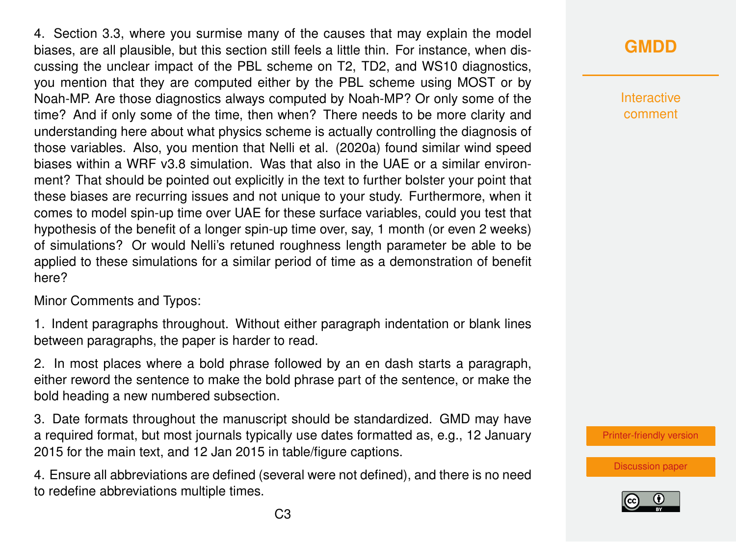4. Section 3.3, where you surmise many of the causes that may explain the model biases, are all plausible, but this section still feels a little thin. For instance, when discussing the unclear impact of the PBL scheme on T2, TD2, and WS10 diagnostics, you mention that they are computed either by the PBL scheme using MOST or by Noah-MP. Are those diagnostics always computed by Noah-MP? Or only some of the time? And if only some of the time, then when? There needs to be more clarity and understanding here about what physics scheme is actually controlling the diagnosis of those variables. Also, you mention that Nelli et al. (2020a) found similar wind speed biases within a WRF v3.8 simulation. Was that also in the UAE or a similar environment? That should be pointed out explicitly in the text to further bolster your point that these biases are recurring issues and not unique to your study. Furthermore, when it comes to model spin-up time over UAE for these surface variables, could you test that hypothesis of the benefit of a longer spin-up time over, say, 1 month (or even 2 weeks) of simulations? Or would Nelli's retuned roughness length parameter be able to be applied to these simulations for a similar period of time as a demonstration of benefit here?

Minor Comments and Typos:

1. Indent paragraphs throughout. Without either paragraph indentation or blank lines between paragraphs, the paper is harder to read.

2. In most places where a bold phrase followed by an en dash starts a paragraph, either reword the sentence to make the bold phrase part of the sentence, or make the bold heading a new numbered subsection.

3. Date formats throughout the manuscript should be standardized. GMD may have a required format, but most journals typically use dates formatted as, e.g., 12 January 2015 for the main text, and 12 Jan 2015 in table/figure captions.

4. Ensure all abbreviations are defined (several were not defined), and there is no need to redefine abbreviations multiple times.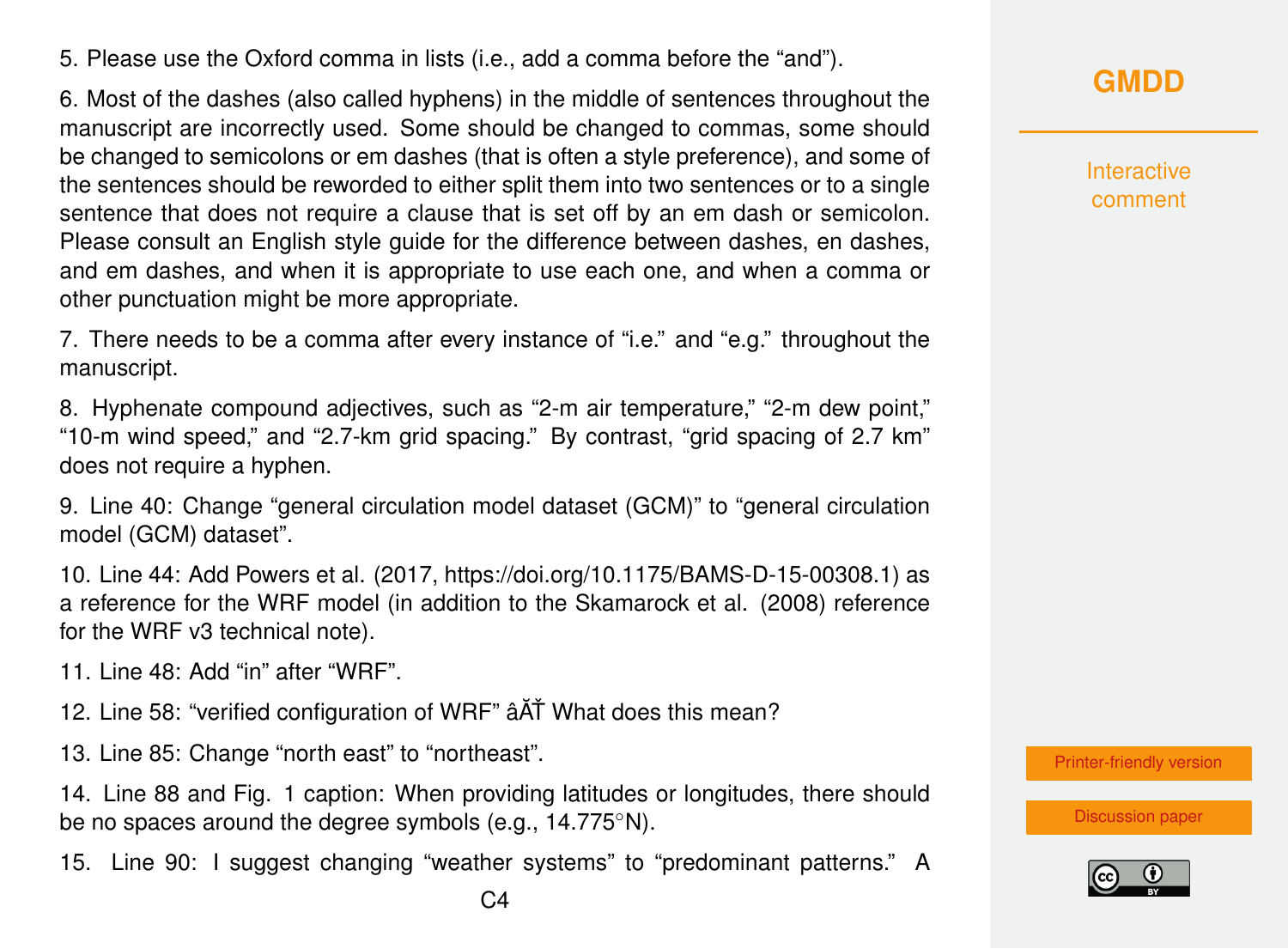5. Please use the Oxford comma in lists (i.e., add a comma before the “and”).

6. Most of the dashes (also called hyphens) in the middle of sentences throughout the manuscript are incorrectly used. Some should be changed to commas, some should be changed to semicolons or em dashes (that is often a style preference), and some of the sentences should be reworded to either split them into two sentences or to a single sentence that does not require a clause that is set off by an em dash or semicolon. Please consult an English style guide for the difference between dashes, en dashes, and em dashes, and when it is appropriate to use each one, and when a comma or other punctuation might be more appropriate.

7. There needs to be a comma after every instance of “i.e.” and “e.g.” throughout the manuscript.

8. Hyphenate compound adjectives, such as “2-m air temperature,” “2-m dew point,” “10-m wind speed,” and “2.7-km grid spacing.” By contrast, “grid spacing of 2.7 km” does not require a hyphen.

9. Line 40: Change “general circulation model dataset (GCM)” to “general circulation model (GCM) dataset”.

10. Line 44: Add Powers et al. (2017, https://doi.org/10.1175/BAMS-D-15-00308.1) as a reference for the WRF model (in addition to the Skamarock et al. (2008) reference for the WRF v3 technical note).

11. Line 48: Add “in” after “WRF”.

12. Line 58: “verified configuration of WRF” âĂŤ What does this mean?

13. Line 85: Change “north east” to “northeast”.

14. Line 88 and Fig. 1 caption: When providing latitudes or longitudes, there should be no spaces around the degree symbols (e.g., 14.775°N).

15. Line 90: I suggest changing “weather systems” to “predominant patterns.” A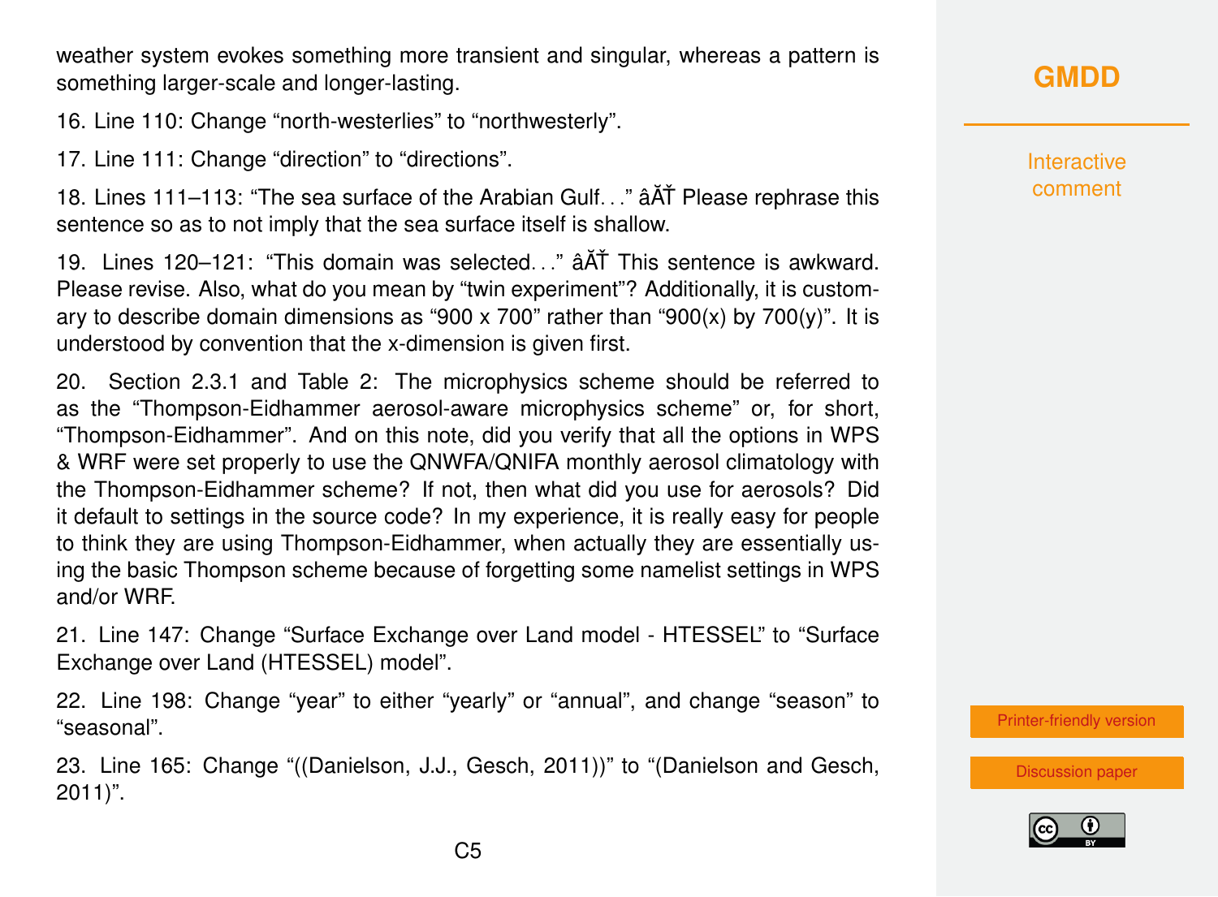weather system evokes something more transient and singular, whereas a pattern is something larger-scale and longer-lasting.

16. Line 110: Change “north-westerlies” to “northwesterly”.

17. Line 111: Change “direction” to “directions”.

18. Lines 111–113: “The sea surface of the Arabian Gulf. . .” âĂŤ Please rephrase this sentence so as to not imply that the sea surface itself is shallow.

19. Lines 120–121: “This domain was selected. . .” âĂŤ This sentence is awkward. Please revise. Also, what do you mean by “twin experiment”? Additionally, it is customary to describe domain dimensions as “900 x 700” rather than “900(x) by 700(y)”. It is understood by convention that the x-dimension is given first.

20. Section 2.3.1 and Table 2: The microphysics scheme should be referred to as the “Thompson-Eidhammer aerosol-aware microphysics scheme” or, for short, “Thompson-Eidhammer”. And on this note, did you verify that all the options in WPS & WRF were set properly to use the QNWFA/QNIFA monthly aerosol climatology with the Thompson-Eidhammer scheme? If not, then what did you use for aerosols? Did it default to settings in the source code? In my experience, it is really easy for people to think they are using Thompson-Eidhammer, when actually they are essentially using the basic Thompson scheme because of forgetting some namelist settings in WPS and/or WRF.

21. Line 147: Change “Surface Exchange over Land model - HTESSEL” to “Surface Exchange over Land (HTESSEL) model”.

22. Line 198: Change “year” to either “yearly” or “annual”, and change “season” to “seasonal”.

23. Line 165: Change “((Danielson, J.J., Gesch, 2011))” to “(Danielson and Gesch, 2011)”.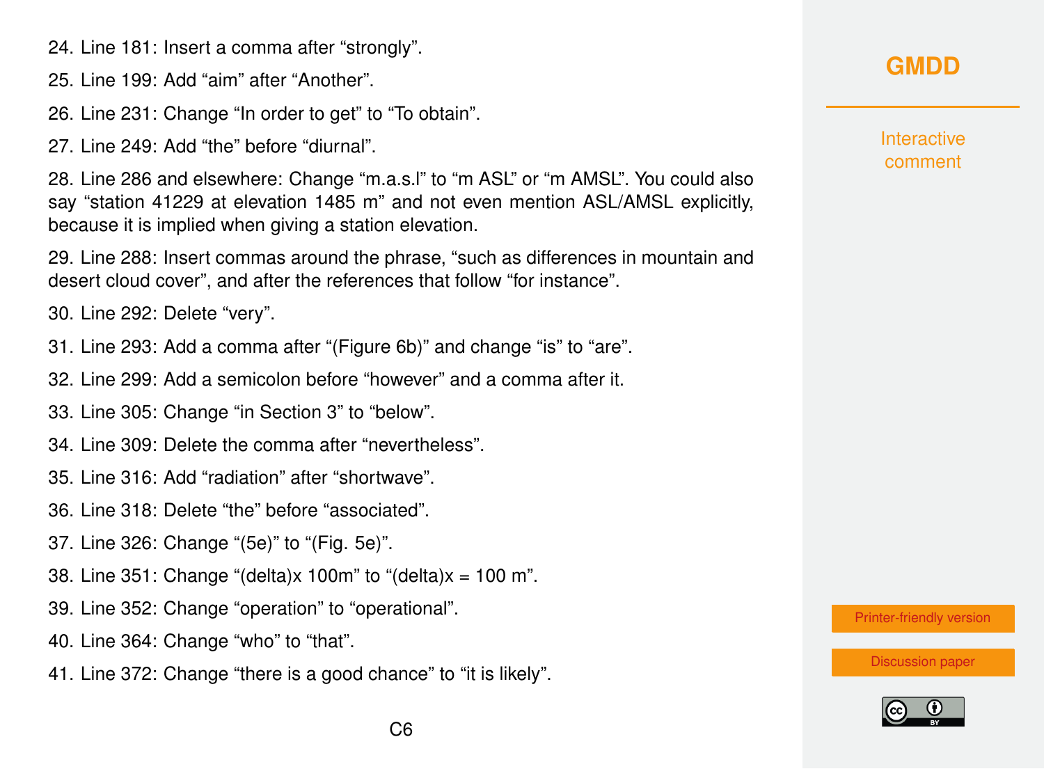24. Line 181: Insert a comma after “strongly”.
25. Line 199: Add “aim” after “Another”.
26. Line 231: Change “In order to get” to “To obtain”.
27. Line 249: Add “the” before “diurnal”.
28. Line 286 and elsewhere: Change “m.a.s.l” to “m ASL” or “m AMSL”. You could also say “station 41229 at elevation 1485 m” and not even mention ASL/AMSL explicitly, because it is implied when giving a station elevation.
29. Line 288: Insert commas around the phrase, “such as differences in mountain and desert cloud cover”, and after the references that follow “for instance”.
30. Line 292: Delete “very”.
31. Line 293: Add a comma after “(Figure 6b)” and change “is” to “are”.
32. Line 299: Add a semicolon before “however” and a comma after it.
33. Line 305: Change “in Section 3” to “below”.
34. Line 309: Delete the comma after “nevertheless”.
35. Line 316: Add “radiation” after “shortwave”.
36. Line 318: Delete “the” before “associated”.
37. Line 326: Change “(5e)” to “(Fig. 5e)”.
38. Line 351: Change “(delta)x 100m” to “(delta)x = 100 m”.
39. Line 352: Change “operation” to “operational”.
40. Line 364: Change “who” to “that”.
41. Line 372: Change “there is a good chance” to “it is likely”.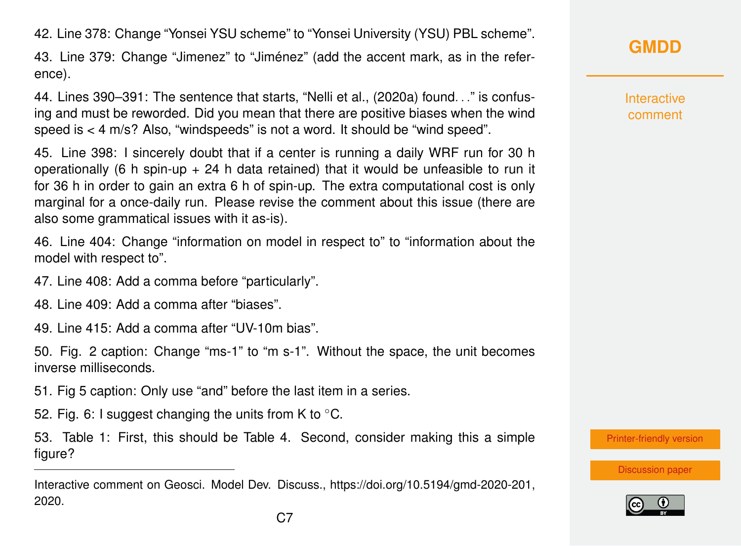42. Line 378: Change “Yonsei YSU scheme” to “Yonsei University (YSU) PBL scheme”.

43. Line 379: Change “Jimenez” to “Jiménez” (add the accent mark, as in the reference).

44. Lines 390–391: The sentence that starts, “Nelli et al., (2020a) found. . .” is confusing and must be reworded. Did you mean that there are positive biases when the wind speed is < 4 m/s? Also, “windspeeds” is not a word. It should be “wind speed”.

45. Line 398: I sincerely doubt that if a center is running a daily WRF run for 30 h operationally (6 h spin-up + 24 h data retained) that it would be unfeasible to run it for 36 h in order to gain an extra 6 h of spin-up. The extra computational cost is only marginal for a once-daily run. Please revise the comment about this issue (there are also some grammatical issues with it as-is).

46. Line 404: Change “information on model in respect to” to “information about the model with respect to”.

47. Line 408: Add a comma before “particularly”.

48. Line 409: Add a comma after “biases”.

49. Line 415: Add a comma after “UV-10m bias”.

50. Fig. 2 caption: Change “ms-1” to “m s-1”. Without the space, the unit becomes inverse milliseconds.

51. Fig 5 caption: Only use “and” before the last item in a series.

52. Fig. 6: I suggest changing the units from K to °C.

53. Table 1: First, this should be Table 4. Second, consider making this a simple figure?

---

Interactive comment on Geosci. Model Dev. Discuss., https://doi.org/10.5194/gmd-2020-201, 2020.